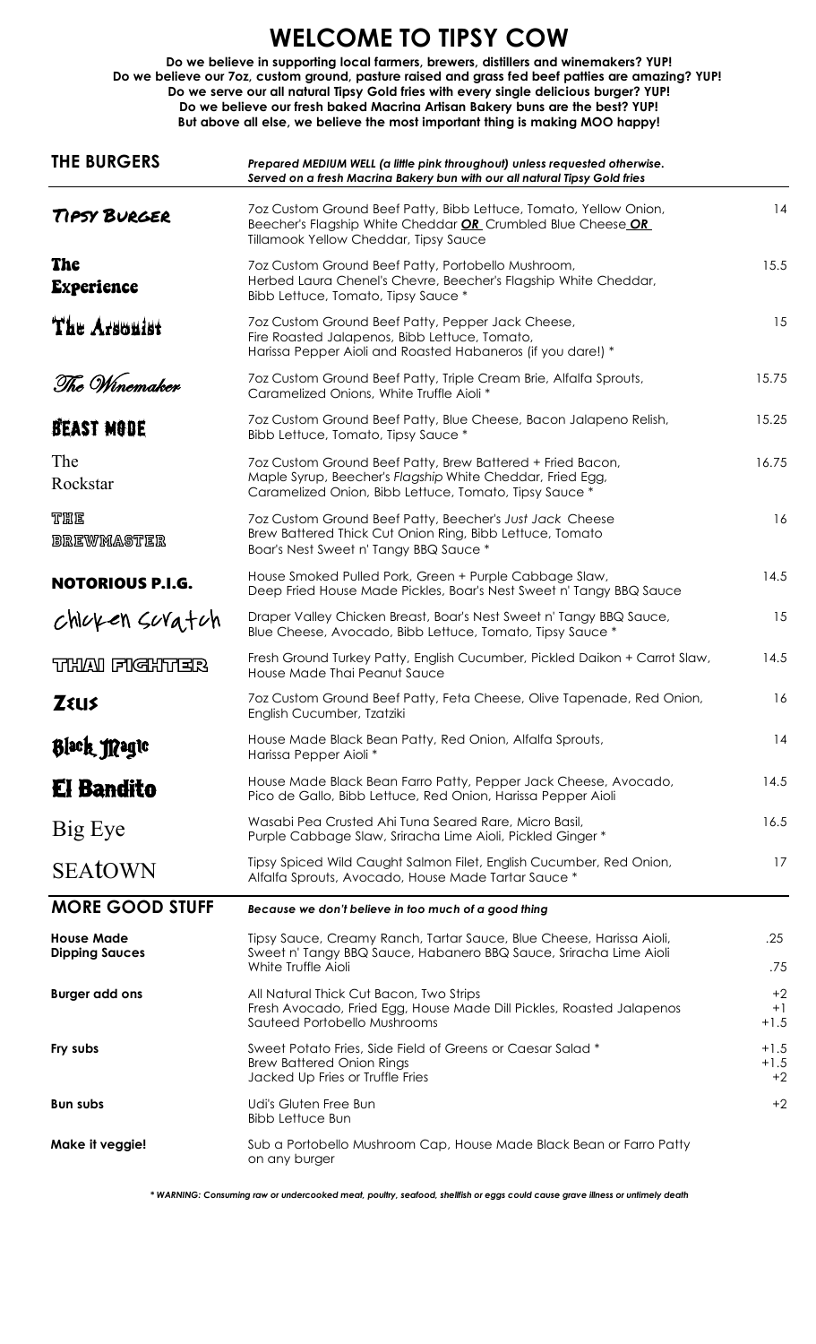# WELCOME TO TIPSY COW

**Do we believe in supporting local farmers, brewers, distillers and winemakers? YUP!**
**Do we believe our 7oz, custom ground, pasture raised and grass fed beef patties are amazing? YUP!**
**Do we serve our all natural Tipsy Gold fries with every single delicious burger? YUP!**
**Do we believe our fresh baked Macrina Artisan Bakery buns are the best? YUP!**
**But above all else, we believe the most important thing is making MOO happy!**

## THE BURGERS

***Prepared MEDIUM WELL (a little pink throughout) unless requested otherwise. Served on a fresh Macrina Bakery bun with our all natural Tipsy Gold fries***

| Burger | Description | Price |
|---|---|---|
| Tipsy Burger | 7oz Custom Ground Beef Patty, Bibb Lettuce, Tomato, Yellow Onion, Beecher's Flagship White Cheddar ***OR*** Crumbled Blue Cheese ***OR*** Tillamook Yellow Cheddar, Tipsy Sauce | 14 |
| The Experience | 7oz Custom Ground Beef Patty, Portobello Mushroom, Herbed Laura Chenel's Chevre, Beecher's Flagship White Cheddar, Bibb Lettuce, Tomato, Tipsy Sauce * | 15.5 |
| The Arsonist | 7oz Custom Ground Beef Patty, Pepper Jack Cheese, Fire Roasted Jalapenos, Bibb Lettuce, Tomato, Harissa Pepper Aioli and Roasted Habaneros (if you dare!) * | 15 |
| The Winemaker | 7oz Custom Ground Beef Patty, Triple Cream Brie, Alfalfa Sprouts, Caramelized Onions, White Truffle Aioli * | 15.75 |
| Beast Mode | 7oz Custom Ground Beef Patty, Blue Cheese, Bacon Jalapeno Relish, Bibb Lettuce, Tomato, Tipsy Sauce * | 15.25 |
| The Rockstar | 7oz Custom Ground Beef Patty, Brew Battered + Fried Bacon, Maple Syrup, Beecher's *Flagship* White Cheddar, Fried Egg, Caramelized Onion, Bibb Lettuce, Tomato, Tipsy Sauce * | 16.75 |
| The Brewmaster | 7oz Custom Ground Beef Patty, Beecher's *Just Jack* Cheese Brew Battered Thick Cut Onion Ring, Bibb Lettuce, Tomato Boar's Nest Sweet n' Tangy BBQ Sauce * | 16 |
| Notorious P.I.G. | House Smoked Pulled Pork, Green + Purple Cabbage Slaw, Deep Fried House Made Pickles, Boar's Nest Sweet n' Tangy BBQ Sauce | 14.5 |
| Chicken Scratch | Draper Valley Chicken Breast, Boar's Nest Sweet n' Tangy BBQ Sauce, Blue Cheese, Avocado, Bibb Lettuce, Tomato, Tipsy Sauce * | 15 |
| Thai Fighter | Fresh Ground Turkey Patty, English Cucumber, Pickled Daikon + Carrot Slaw, House Made Thai Peanut Sauce | 14.5 |
| Zeus | 7oz Custom Ground Beef Patty, Feta Cheese, Olive Tapenade, Red Onion, English Cucumber, Tzatziki | 16 |
| Black Magic | House Made Black Bean Patty, Red Onion, Alfalfa Sprouts, Harissa Pepper Aioli * | 14 |
| El Bandito | House Made Black Bean Farro Patty, Pepper Jack Cheese, Avocado, Pico de Gallo, Bibb Lettuce, Red Onion, Harissa Pepper Aioli | 14.5 |
| Big Eye | Wasabi Pea Crusted Ahi Tuna Seared Rare, Micro Basil, Purple Cabbage Slaw, Sriracha Lime Aioli, Pickled Ginger * | 16.5 |
| SEAtOWN | Tipsy Spiced Wild Caught Salmon Filet, English Cucumber, Red Onion, Alfalfa Sprouts, Avocado, House Made Tartar Sauce * | 17 |

## MORE GOOD STUFF

***Because we don't believe in too much of a good thing***

| Item | Description | Price |
|---|---|---|
| **House Made Dipping Sauces** | Tipsy Sauce, Creamy Ranch, Tartar Sauce, Blue Cheese, Harissa Aioli, Sweet n' Tangy BBQ Sauce, Habanero BBQ Sauce, Sriracha Lime Aioli | .25 |
| | White Truffle Aioli | .75 |
| **Burger add ons** | All Natural Thick Cut Bacon, Two Strips | +2 |
| | Fresh Avocado, Fried Egg, House Made Dill Pickles, Roasted Jalapenos | +1 |
| | Sauteed Portobello Mushrooms | +1.5 |
| **Fry subs** | Sweet Potato Fries, Side Field of Greens or Caesar Salad * | +1.5 |
| | Brew Battered Onion Rings | +1.5 |
| | Jacked Up Fries or Truffle Fries | +2 |
| **Bun subs** | Udi's Gluten Free Bun | +2 |
| | Bibb Lettuce Bun | |
| **Make it veggie!** | Sub a Portobello Mushroom Cap, House Made Black Bean or Farro Patty on any burger | |

****WARNING: Consuming raw or undercooked meat, poultry, seafood, shellfish or eggs could cause grave illness or untimely death***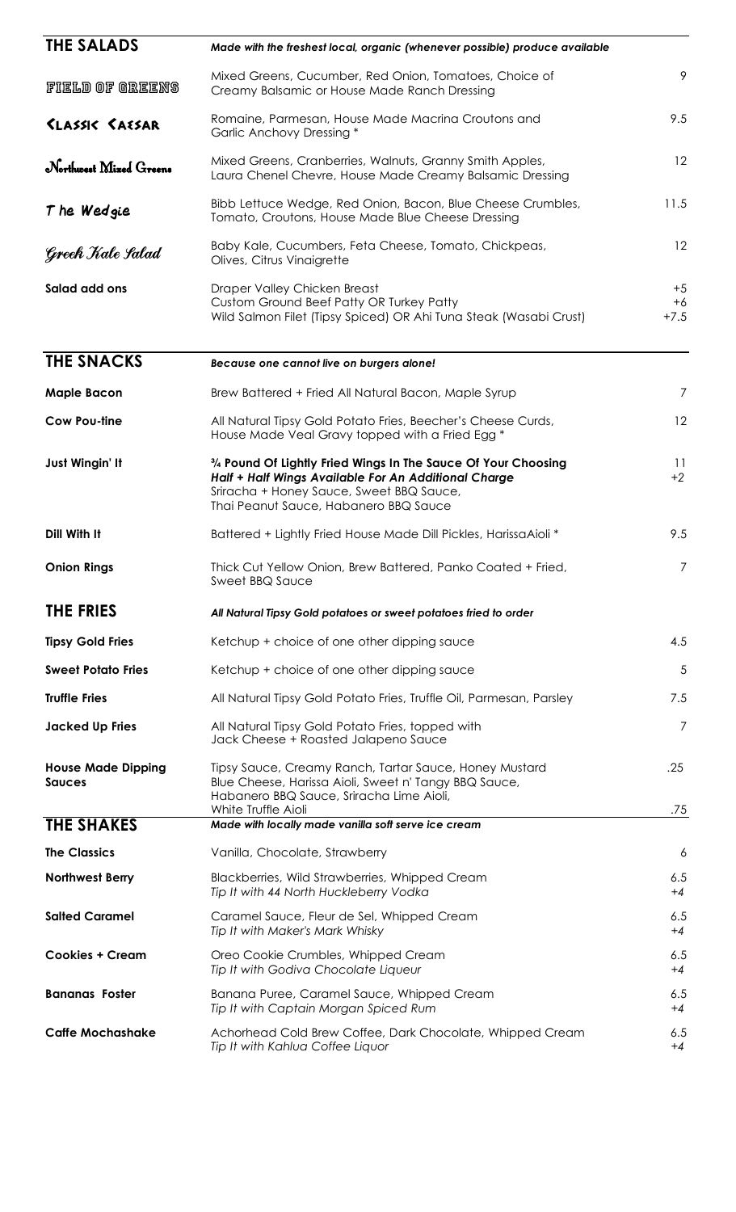## THE SALADS

*Made with the freshest local, organic (whenever possible) produce available*

| Item | Description | Price |
|---|---|---|
| FIELD OF GREENS | Mixed Greens, Cucumber, Red Onion, Tomatoes, Choice of Creamy Balsamic or House Made Ranch Dressing | 9 |
| CLASSIC CAESAR | Romaine, Parmesan, House Made Macrina Croutons and Garlic Anchovy Dressing * | 9.5 |
| Northwest Mixed Greens | Mixed Greens, Cranberries, Walnuts, Granny Smith Apples, Laura Chenel Chevre, House Made Creamy Balsamic Dressing | 12 |
| The Wedgie | Bibb Lettuce Wedge, Red Onion, Bacon, Blue Cheese Crumbles, Tomato, Croutons, House Made Blue Cheese Dressing | 11.5 |
| Greek Kale Salad | Baby Kale, Cucumbers, Feta Cheese, Tomato, Chickpeas, Olives, Citrus Vinaigrette | 12 |
| **Salad add ons** | Draper Valley Chicken Breast<br>Custom Ground Beef Patty OR Turkey Patty<br>Wild Salmon Filet (Tipsy Spiced) OR Ahi Tuna Steak (Wasabi Crust) | +5<br>+6<br>+7.5 |

## THE SNACKS

***Because one cannot live on burgers alone!***

| Item | Description | Price |
|---|---|---|
| **Maple Bacon** | Brew Battered + Fried All Natural Bacon, Maple Syrup | 7 |
| **Cow Pou-tine** | All Natural Tipsy Gold Potato Fries, Beecher's Cheese Curds, House Made Veal Gravy topped with a Fried Egg * | 12 |
| **Just Wingin' It** | **¾ Pound Of Lightly Fried Wings In The Sauce Of Your Choosing**<br>***Half + Half Wings Available For An Additional Charge***<br>Sriracha + Honey Sauce, Sweet BBQ Sauce, Thai Peanut Sauce, Habanero BBQ Sauce | 11<br>+2 |
| **Dill With It** | Battered + Lightly Fried House Made Dill Pickles, HarissaAioli * | 9.5 |
| **Onion Rings** | Thick Cut Yellow Onion, Brew Battered, Panko Coated + Fried, Sweet BBQ Sauce | 7 |

## THE FRIES

***All Natural Tipsy Gold potatoes or sweet potatoes fried to order***

| Item | Description | Price |
|---|---|---|
| **Tipsy Gold Fries** | Ketchup + choice of one other dipping sauce | 4.5 |
| **Sweet Potato Fries** | Ketchup + choice of one other dipping sauce | 5 |
| **Truffle Fries** | All Natural Tipsy Gold Potato Fries, Truffle Oil, Parmesan, Parsley | 7.5 |
| **Jacked Up Fries** | All Natural Tipsy Gold Potato Fries, topped with Jack Cheese + Roasted Jalapeno Sauce | 7 |
| **House Made Dipping Sauces** | Tipsy Sauce, Creamy Ranch, Tartar Sauce, Honey Mustard Blue Cheese, Harissa Aioli, Sweet n' Tangy BBQ Sauce, Habanero BBQ Sauce, Sriracha Lime Aioli,<br>White Truffle Aioli | .25<br><br>.75 |

## THE SHAKES

***Made with locally made vanilla soft serve ice cream***

| Item | Description | Price |
|---|---|---|
| **The Classics** | Vanilla, Chocolate, Strawberry | 6 |
| **Northwest Berry** | Blackberries, Wild Strawberries, Whipped Cream<br>*Tip It with 44 North Huckleberry Vodka* | 6.5<br>+4 |
| **Salted Caramel** | Caramel Sauce, Fleur de Sel, Whipped Cream<br>*Tip It with Maker's Mark Whisky* | 6.5<br>+4 |
| **Cookies + Cream** | Oreo Cookie Crumbles, Whipped Cream<br>*Tip It with Godiva Chocolate Liqueur* | 6.5<br>+4 |
| **Bananas Foster** | Banana Puree, Caramel Sauce, Whipped Cream<br>*Tip It with Captain Morgan Spiced Rum* | 6.5<br>+4 |
| **Caffe Mochashake** | Achorhead Cold Brew Coffee, Dark Chocolate, Whipped Cream<br>*Tip It with Kahlua Coffee Liquor* | 6.5<br>+4 |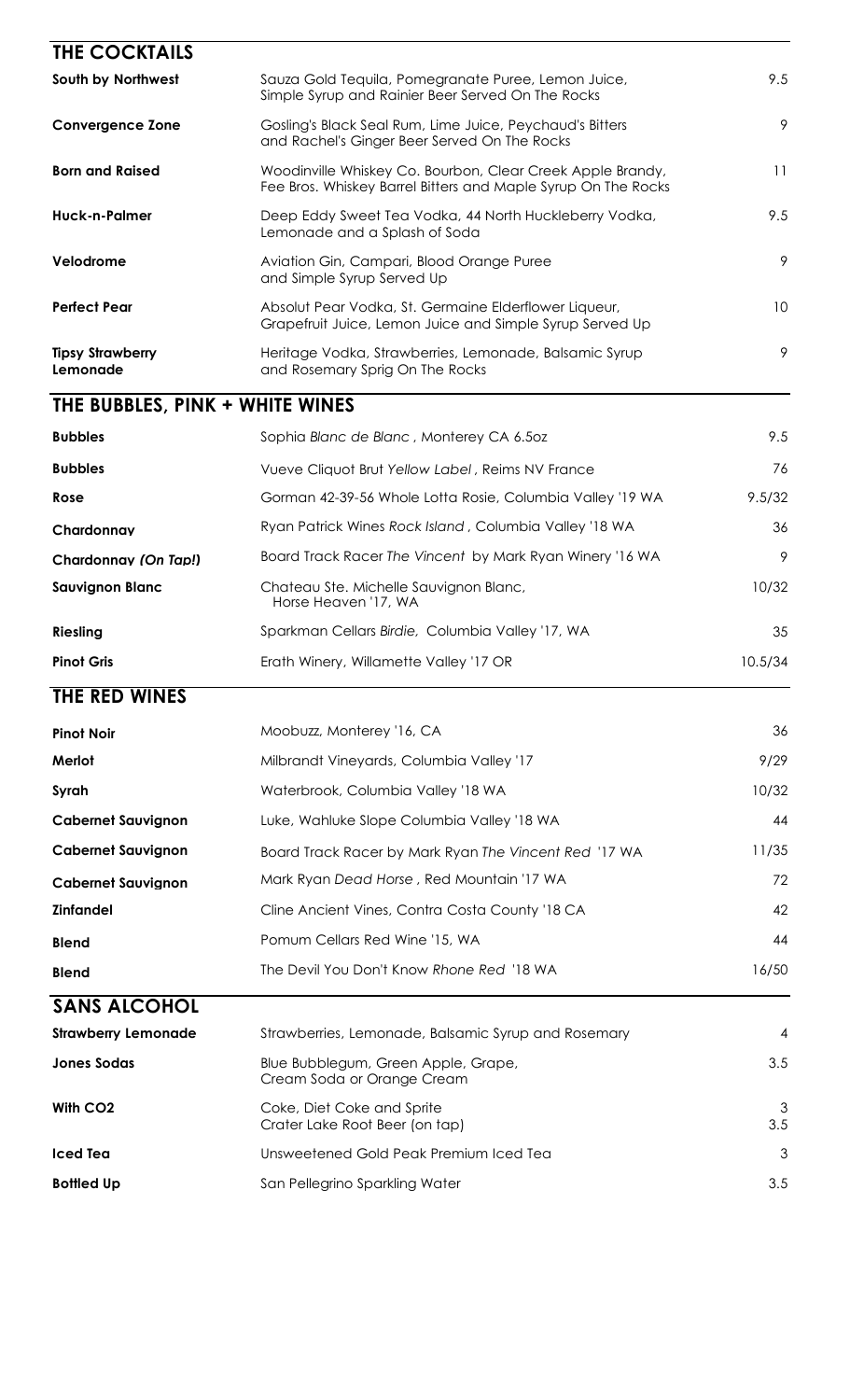## THE COCKTAILS

| | | |
|---|---|---|
| **South by Northwest** | Sauza Gold Tequila, Pomegranate Puree, Lemon Juice, Simple Syrup and Rainier Beer Served On The Rocks | 9.5 |
| **Convergence Zone** | Gosling's Black Seal Rum, Lime Juice, Peychaud's Bitters and Rachel's Ginger Beer Served On The Rocks | 9 |
| **Born and Raised** | Woodinville Whiskey Co. Bourbon, Clear Creek Apple Brandy, Fee Bros. Whiskey Barrel Bitters and Maple Syrup On The Rocks | 11 |
| **Huck-n-Palmer** | Deep Eddy Sweet Tea Vodka, 44 North Huckleberry Vodka, Lemonade and a Splash of Soda | 9.5 |
| **Velodrome** | Aviation Gin, Campari, Blood Orange Puree and Simple Syrup Served Up | 9 |
| **Perfect Pear** | Absolut Pear Vodka, St. Germaine Elderflower Liqueur, Grapefruit Juice, Lemon Juice and Simple Syrup Served Up | 10 |
| **Tipsy Strawberry Lemonade** | Heritage Vodka, Strawberries, Lemonade, Balsamic Syrup and Rosemary Sprig On The Rocks | 9 |

## THE BUBBLES, PINK + WHITE WINES

| | | |
|---|---|---|
| **Bubbles** | Sophia *Blanc de Blanc*, Monterey CA 6.5oz | 9.5 |
| **Bubbles** | Vueve Cliquot Brut *Yellow Label*, Reims NV France | 76 |
| **Rose** | Gorman 42-39-56 Whole Lotta Rosie, Columbia Valley '19 WA | 9.5/32 |
| **Chardonnay** | Ryan Patrick Wines *Rock Island*, Columbia Valley '18 WA | 36 |
| **Chardonnay *(On Tap!)*** | Board Track Racer *The Vincent* by Mark Ryan Winery '16 WA | 9 |
| **Sauvignon Blanc** | Chateau Ste. Michelle Sauvignon Blanc, Horse Heaven '17, WA | 10/32 |
| **Riesling** | Sparkman Cellars *Birdie*, Columbia Valley '17, WA | 35 |
| **Pinot Gris** | Erath Winery, Willamette Valley '17 OR | 10.5/34 |

## THE RED WINES

| | | |
|---|---|---|
| **Pinot Noir** | Moobuzz, Monterey '16, CA | 36 |
| **Merlot** | Milbrandt Vineyards, Columbia Valley '17 | 9/29 |
| **Syrah** | Waterbrook, Columbia Valley '18 WA | 10/32 |
| **Cabernet Sauvignon** | Luke, Wahluke Slope Columbia Valley '18 WA | 44 |
| **Cabernet Sauvignon** | Board Track Racer by Mark Ryan *The Vincent Red* '17 WA | 11/35 |
| **Cabernet Sauvignon** | Mark Ryan *Dead Horse*, Red Mountain '17 WA | 72 |
| **Zinfandel** | Cline Ancient Vines, Contra Costa County '18 CA | 42 |
| **Blend** | Pomum Cellars Red Wine '15, WA | 44 |
| **Blend** | The Devil You Don't Know *Rhone Red* '18 WA | 16/50 |

## SANS ALCOHOL

| | | |
|---|---|---|
| **Strawberry Lemonade** | Strawberries, Lemonade, Balsamic Syrup and Rosemary | 4 |
| **Jones Sodas** | Blue Bubblegum, Green Apple, Grape, Cream Soda or Orange Cream | 3.5 |
| **With CO2** | Coke, Diet Coke and Sprite<br>Crater Lake Root Beer (on tap) | 3<br>3.5 |
| **Iced Tea** | Unsweetened Gold Peak Premium Iced Tea | 3 |
| **Bottled Up** | San Pellegrino Sparkling Water | 3.5 |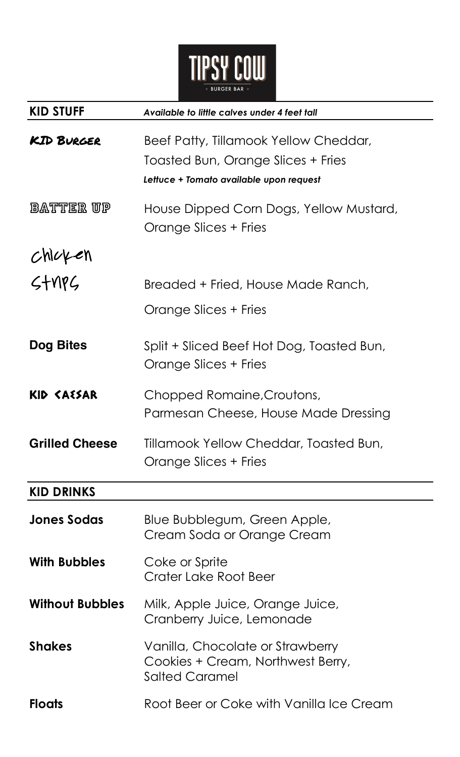# TIPSY COW

BURGER BAR

## KID STUFF

*Available to little calves under 4 feet tall*

| | |
|---|---|
| **KID BURGER** | Beef Patty, Tillamook Yellow Cheddar, Toasted Bun, Orange Slices + Fries<br>***Lettuce + Tomato available upon request*** |
| **BATTER UP** | House Dipped Corn Dogs, Yellow Mustard, Orange Slices + Fries |
| **Chicken Strips** | Breaded + Fried, House Made Ranch, Orange Slices + Fries |
| **Dog Bites** | Split + Sliced Beef Hot Dog, Toasted Bun, Orange Slices + Fries |
| **KID CAESAR** | Chopped Romaine,Croutons, Parmesan Cheese, House Made Dressing |
| **Grilled Cheese** | Tillamook Yellow Cheddar, Toasted Bun, Orange Slices + Fries |

## KID DRINKS

| | |
|---|---|
| **Jones Sodas** | Blue Bubblegum, Green Apple, Cream Soda or Orange Cream |
| **With Bubbles** | Coke or Sprite<br>Crater Lake Root Beer |
| **Without Bubbles** | Milk, Apple Juice, Orange Juice, Cranberry Juice, Lemonade |
| **Shakes** | Vanilla, Chocolate or Strawberry<br>Cookies + Cream, Northwest Berry, Salted Caramel |
| **Floats** | Root Beer or Coke with Vanilla Ice Cream |